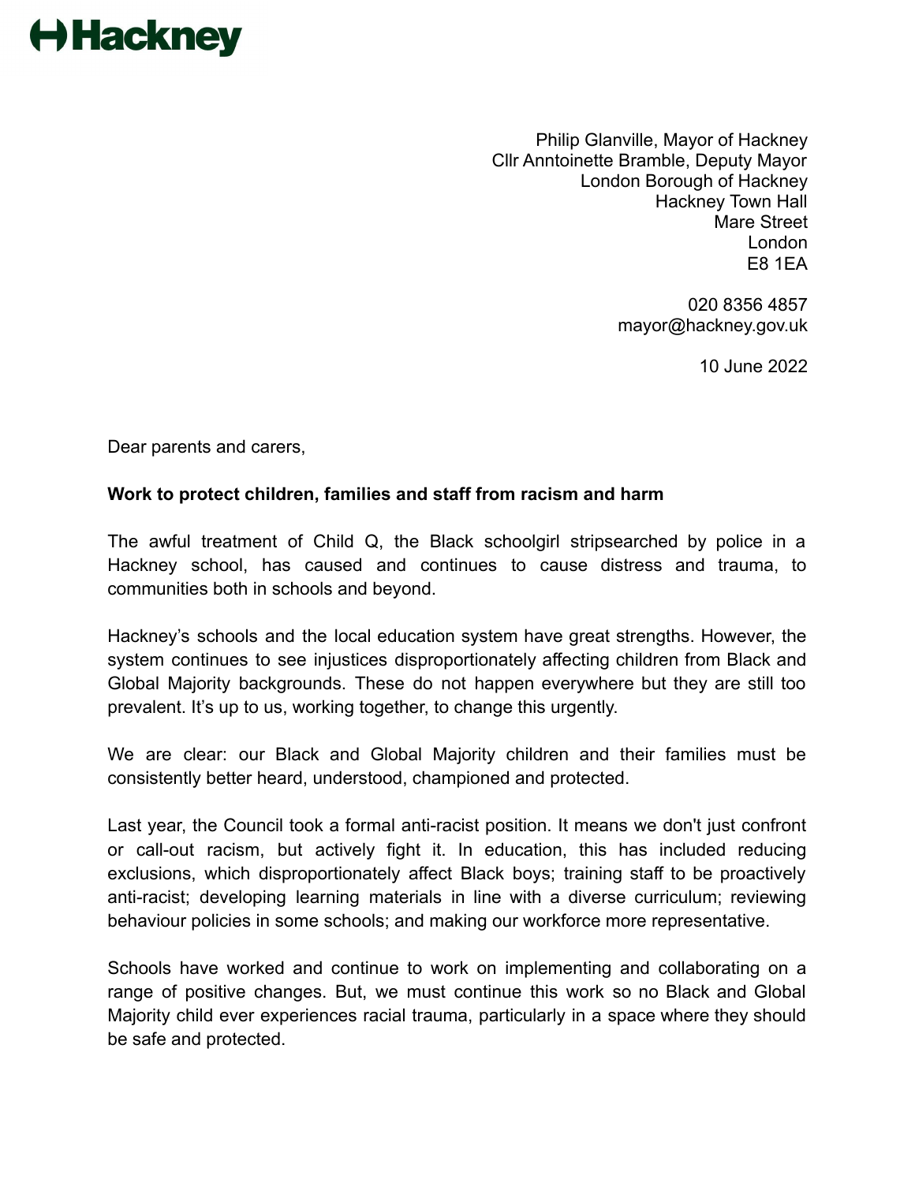Hackney

Philip Glanville, Mayor of Hackney
Cllr Anntoinette Bramble, Deputy Mayor
London Borough of Hackney
Hackney Town Hall
Mare Street
London
E8 1EA

020 8356 4857
mayor@hackney.gov.uk

10 June 2022

Dear parents and carers,

**Work to protect children, families and staff from racism and harm**

The awful treatment of Child Q, the Black schoolgirl stripsearched by police in a Hackney school, has caused and continues to cause distress and trauma, to communities both in schools and beyond.

Hackney's schools and the local education system have great strengths. However, the system continues to see injustices disproportionately affecting children from Black and Global Majority backgrounds. These do not happen everywhere but they are still too prevalent. It's up to us, working together, to change this urgently.

We are clear: our Black and Global Majority children and their families must be consistently better heard, understood, championed and protected.

Last year, the Council took a formal anti-racist position. It means we don't just confront or call-out racism, but actively fight it. In education, this has included reducing exclusions, which disproportionately affect Black boys; training staff to be proactively anti-racist; developing learning materials in line with a diverse curriculum; reviewing behaviour policies in some schools; and making our workforce more representative.

Schools have worked and continue to work on implementing and collaborating on a range of positive changes. But, we must continue this work so no Black and Global Majority child ever experiences racial trauma, particularly in a space where they should be safe and protected.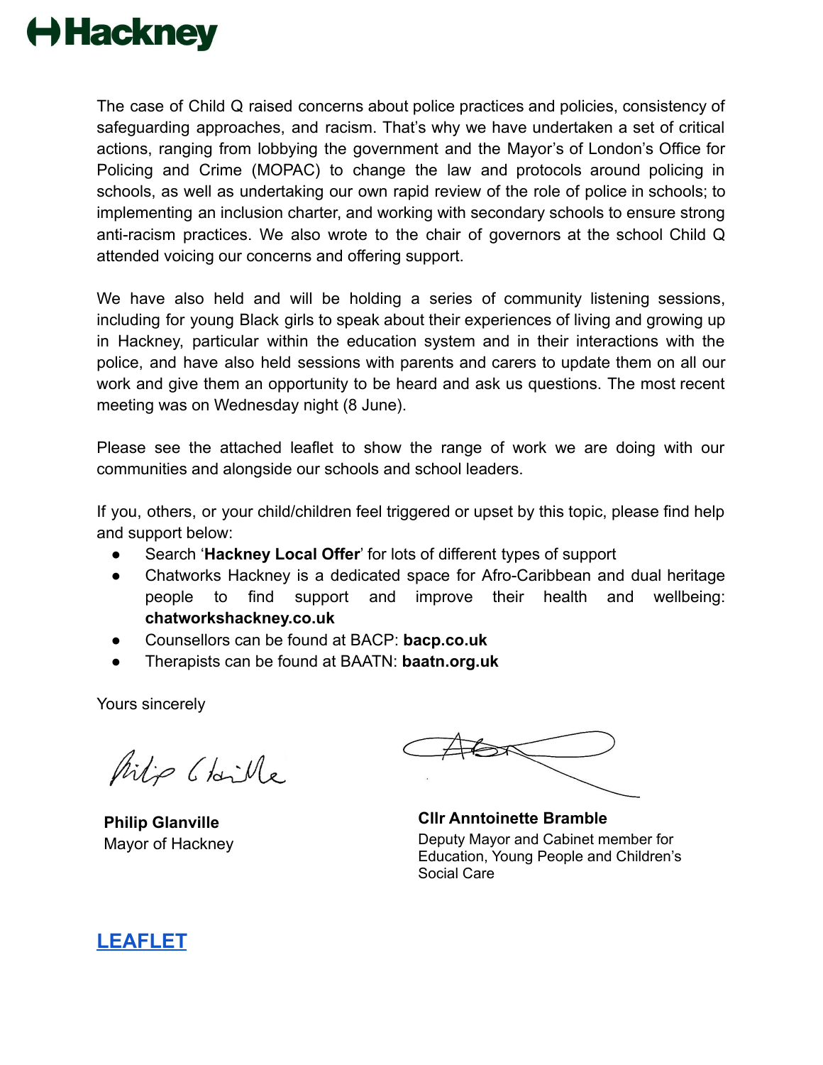# Hackney

The case of Child Q raised concerns about police practices and policies, consistency of safeguarding approaches, and racism. That's why we have undertaken a set of critical actions, ranging from lobbying the government and the Mayor's of London's Office for Policing and Crime (MOPAC) to change the law and protocols around policing in schools, as well as undertaking our own rapid review of the role of police in schools; to implementing an inclusion charter, and working with secondary schools to ensure strong anti-racism practices. We also wrote to the chair of governors at the school Child Q attended voicing our concerns and offering support.

We have also held and will be holding a series of community listening sessions, including for young Black girls to speak about their experiences of living and growing up in Hackney, particular within the education system and in their interactions with the police, and have also held sessions with parents and carers to update them on all our work and give them an opportunity to be heard and ask us questions. The most recent meeting was on Wednesday night (8 June).

Please see the attached leaflet to show the range of work we are doing with our communities and alongside our schools and school leaders.

If you, others, or your child/children feel triggered or upset by this topic, please find help and support below:

- Search '**Hackney Local Offer**' for lots of different types of support
- Chatworks Hackney is a dedicated space for Afro-Caribbean and dual heritage people to find support and improve their health and wellbeing: **chatworkshackney.co.uk**
- Counsellors can be found at BACP: **bacp.co.uk**
- Therapists can be found at BAATN: **baatn.org.uk**

Yours sincerely

**Philip Glanville**
Mayor of Hackney

**Cllr Anntoinette Bramble**
Deputy Mayor and Cabinet member for Education, Young People and Children's Social Care

**LEAFLET**